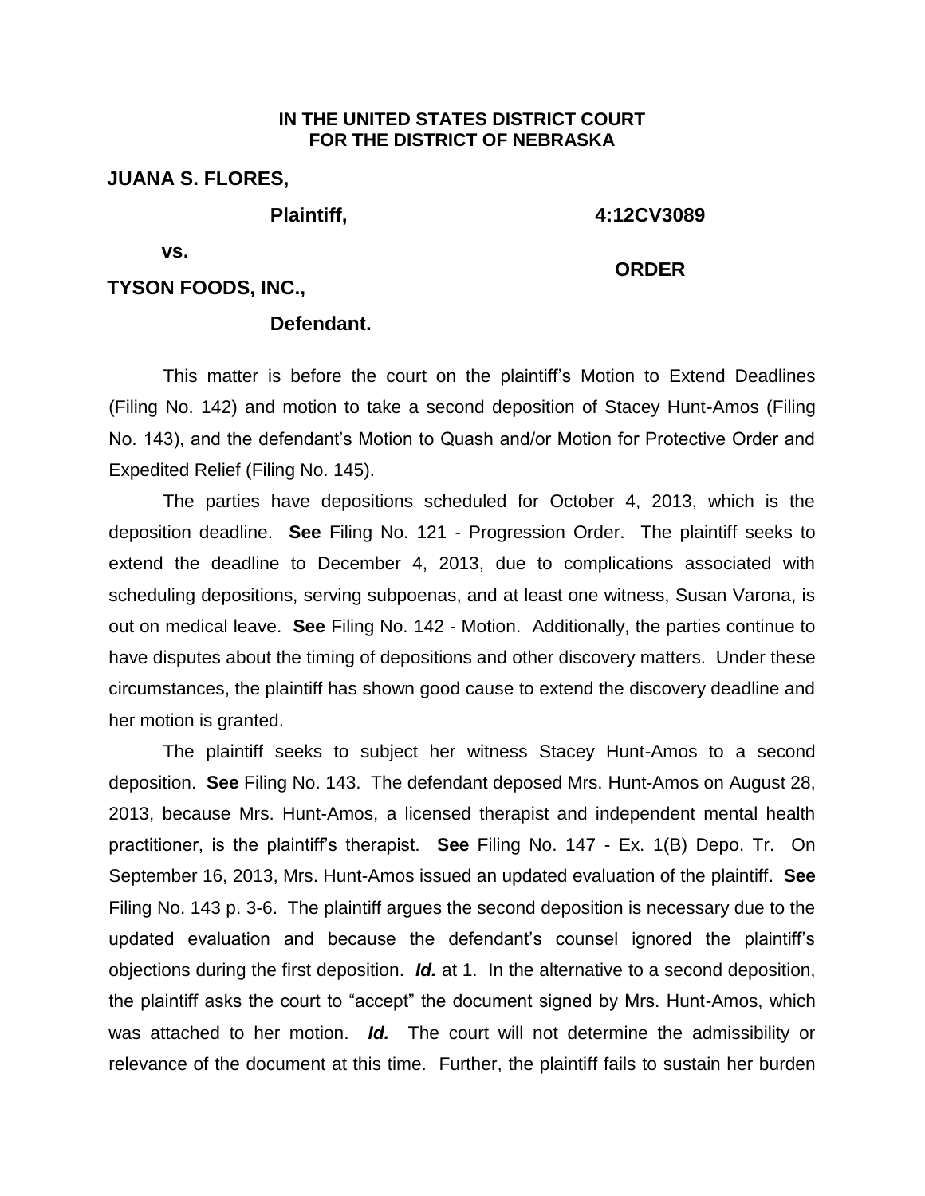**IN THE UNITED STATES DISTRICT COURT**
**FOR THE DISTRICT OF NEBRASKA**

| | |
|---|---|
| **JUANA S. FLORES,** | |
| **Plaintiff,** | **4:12CV3089** |
| **vs.** | **ORDER** |
| **TYSON FOODS, INC.,** | |
| **Defendant.** | |

This matter is before the court on the plaintiff's Motion to Extend Deadlines (Filing No. 142) and motion to take a second deposition of Stacey Hunt-Amos (Filing No. 143), and the defendant's Motion to Quash and/or Motion for Protective Order and Expedited Relief (Filing No. 145).

The parties have depositions scheduled for October 4, 2013, which is the deposition deadline. **See** Filing No. 121 - Progression Order. The plaintiff seeks to extend the deadline to December 4, 2013, due to complications associated with scheduling depositions, serving subpoenas, and at least one witness, Susan Varona, is out on medical leave. **See** Filing No. 142 - Motion. Additionally, the parties continue to have disputes about the timing of depositions and other discovery matters. Under these circumstances, the plaintiff has shown good cause to extend the discovery deadline and her motion is granted.

The plaintiff seeks to subject her witness Stacey Hunt-Amos to a second deposition. **See** Filing No. 143. The defendant deposed Mrs. Hunt-Amos on August 28, 2013, because Mrs. Hunt-Amos, a licensed therapist and independent mental health practitioner, is the plaintiff's therapist. **See** Filing No. 147 - Ex. 1(B) Depo. Tr. On September 16, 2013, Mrs. Hunt-Amos issued an updated evaluation of the plaintiff. **See** Filing No. 143 p. 3-6. The plaintiff argues the second deposition is necessary due to the updated evaluation and because the defendant's counsel ignored the plaintiff's objections during the first deposition. ***Id.*** at 1. In the alternative to a second deposition, the plaintiff asks the court to "accept" the document signed by Mrs. Hunt-Amos, which was attached to her motion. ***Id.*** The court will not determine the admissibility or relevance of the document at this time. Further, the plaintiff fails to sustain her burden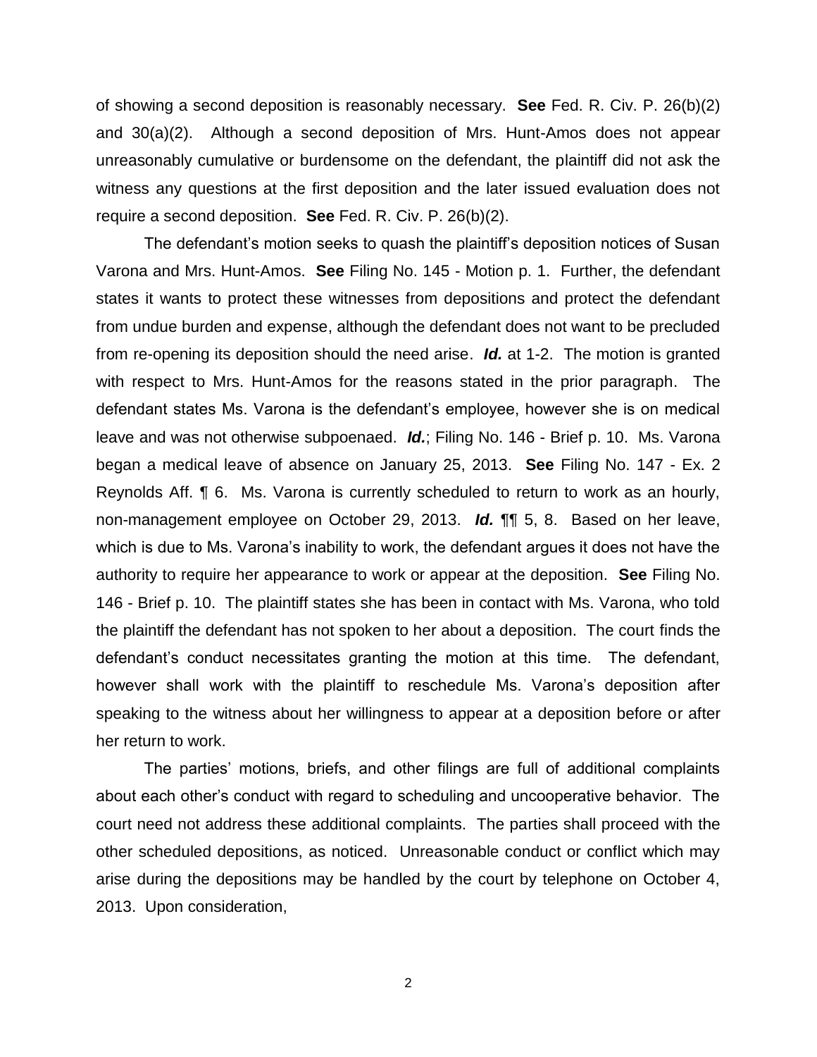of showing a second deposition is reasonably necessary. **See** Fed. R. Civ. P. 26(b)(2) and 30(a)(2). Although a second deposition of Mrs. Hunt-Amos does not appear unreasonably cumulative or burdensome on the defendant, the plaintiff did not ask the witness any questions at the first deposition and the later issued evaluation does not require a second deposition. **See** Fed. R. Civ. P. 26(b)(2).

The defendant's motion seeks to quash the plaintiff's deposition notices of Susan Varona and Mrs. Hunt-Amos. **See** Filing No. 145 - Motion p. 1. Further, the defendant states it wants to protect these witnesses from depositions and protect the defendant from undue burden and expense, although the defendant does not want to be precluded from re-opening its deposition should the need arise. ***Id.*** at 1-2. The motion is granted with respect to Mrs. Hunt-Amos for the reasons stated in the prior paragraph. The defendant states Ms. Varona is the defendant's employee, however she is on medical leave and was not otherwise subpoenaed. ***Id.***; Filing No. 146 - Brief p. 10. Ms. Varona began a medical leave of absence on January 25, 2013. **See** Filing No. 147 - Ex. 2 Reynolds Aff. ¶ 6. Ms. Varona is currently scheduled to return to work as an hourly, non-management employee on October 29, 2013. ***Id.*** ¶¶ 5, 8. Based on her leave, which is due to Ms. Varona's inability to work, the defendant argues it does not have the authority to require her appearance to work or appear at the deposition. **See** Filing No. 146 - Brief p. 10. The plaintiff states she has been in contact with Ms. Varona, who told the plaintiff the defendant has not spoken to her about a deposition. The court finds the defendant's conduct necessitates granting the motion at this time. The defendant, however shall work with the plaintiff to reschedule Ms. Varona's deposition after speaking to the witness about her willingness to appear at a deposition before or after her return to work.

The parties' motions, briefs, and other filings are full of additional complaints about each other's conduct with regard to scheduling and uncooperative behavior. The court need not address these additional complaints. The parties shall proceed with the other scheduled depositions, as noticed. Unreasonable conduct or conflict which may arise during the depositions may be handled by the court by telephone on October 4, 2013. Upon consideration,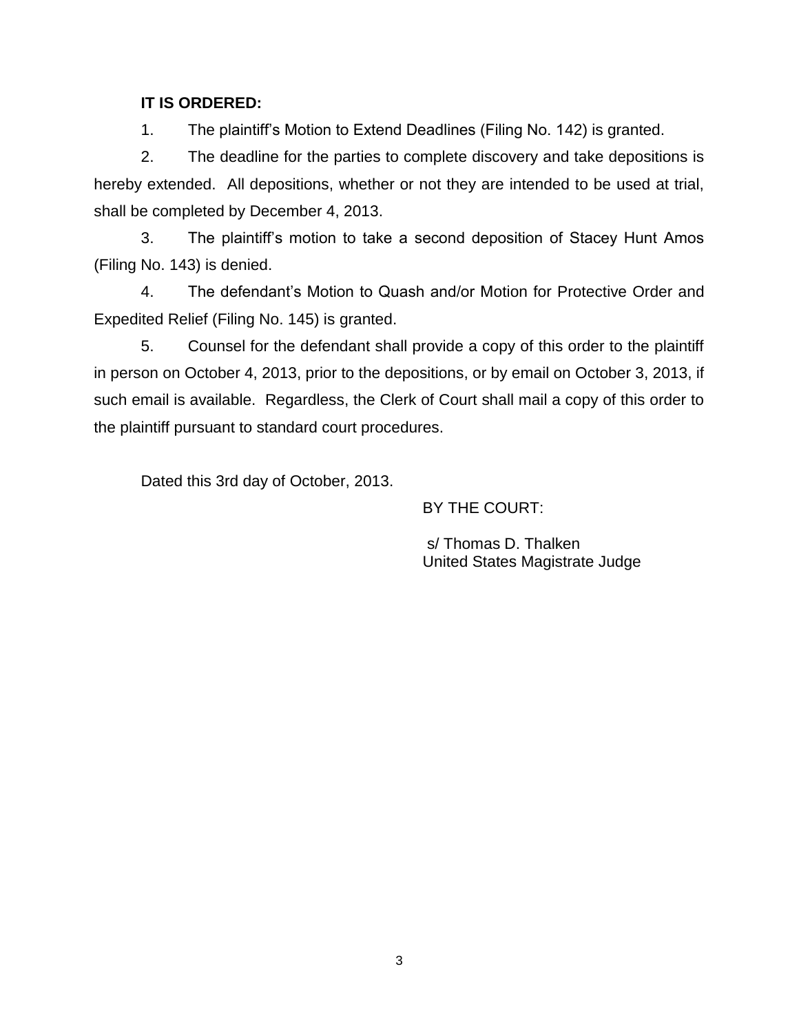**IT IS ORDERED:**

1. The plaintiff's Motion to Extend Deadlines (Filing No. 142) is granted.

2. The deadline for the parties to complete discovery and take depositions is hereby extended. All depositions, whether or not they are intended to be used at trial, shall be completed by December 4, 2013.

3. The plaintiff's motion to take a second deposition of Stacey Hunt Amos (Filing No. 143) is denied.

4. The defendant's Motion to Quash and/or Motion for Protective Order and Expedited Relief (Filing No. 145) is granted.

5. Counsel for the defendant shall provide a copy of this order to the plaintiff in person on October 4, 2013, prior to the depositions, or by email on October 3, 2013, if such email is available. Regardless, the Clerk of Court shall mail a copy of this order to the plaintiff pursuant to standard court procedures.

Dated this 3rd day of October, 2013.

BY THE COURT:

s/ Thomas D. Thalken
United States Magistrate Judge